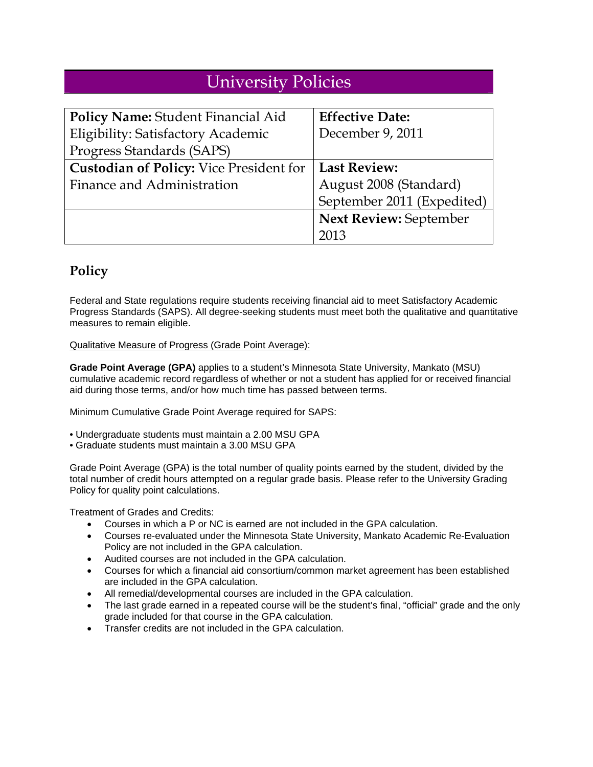# University Policies

| **Policy Name:** Student Financial Aid Eligibility: Satisfactory Academic Progress Standards (SAPS) | **Effective Date:** December 9, 2011 |
|---|---|
| **Custodian of Policy:** Vice President for Finance and Administration | **Last Review:** August 2008 (Standard) September 2011 (Expedited) |
| | **Next Review:** September 2013 |

## Policy

Federal and State regulations require students receiving financial aid to meet Satisfactory Academic Progress Standards (SAPS). All degree-seeking students must meet both the qualitative and quantitative measures to remain eligible.

<u>Qualitative Measure of Progress (Grade Point Average):</u>

**Grade Point Average (GPA)** applies to a student's Minnesota State University, Mankato (MSU) cumulative academic record regardless of whether or not a student has applied for or received financial aid during those terms, and/or how much time has passed between terms.

Minimum Cumulative Grade Point Average required for SAPS:

- Undergraduate students must maintain a 2.00 MSU GPA
- Graduate students must maintain a 3.00 MSU GPA

Grade Point Average (GPA) is the total number of quality points earned by the student, divided by the total number of credit hours attempted on a regular grade basis. Please refer to the University Grading Policy for quality point calculations.

Treatment of Grades and Credits:

- Courses in which a P or NC is earned are not included in the GPA calculation.
- Courses re-evaluated under the Minnesota State University, Mankato Academic Re-Evaluation Policy are not included in the GPA calculation.
- Audited courses are not included in the GPA calculation.
- Courses for which a financial aid consortium/common market agreement has been established are included in the GPA calculation.
- All remedial/developmental courses are included in the GPA calculation.
- The last grade earned in a repeated course will be the student's final, "official" grade and the only grade included for that course in the GPA calculation.
- Transfer credits are not included in the GPA calculation.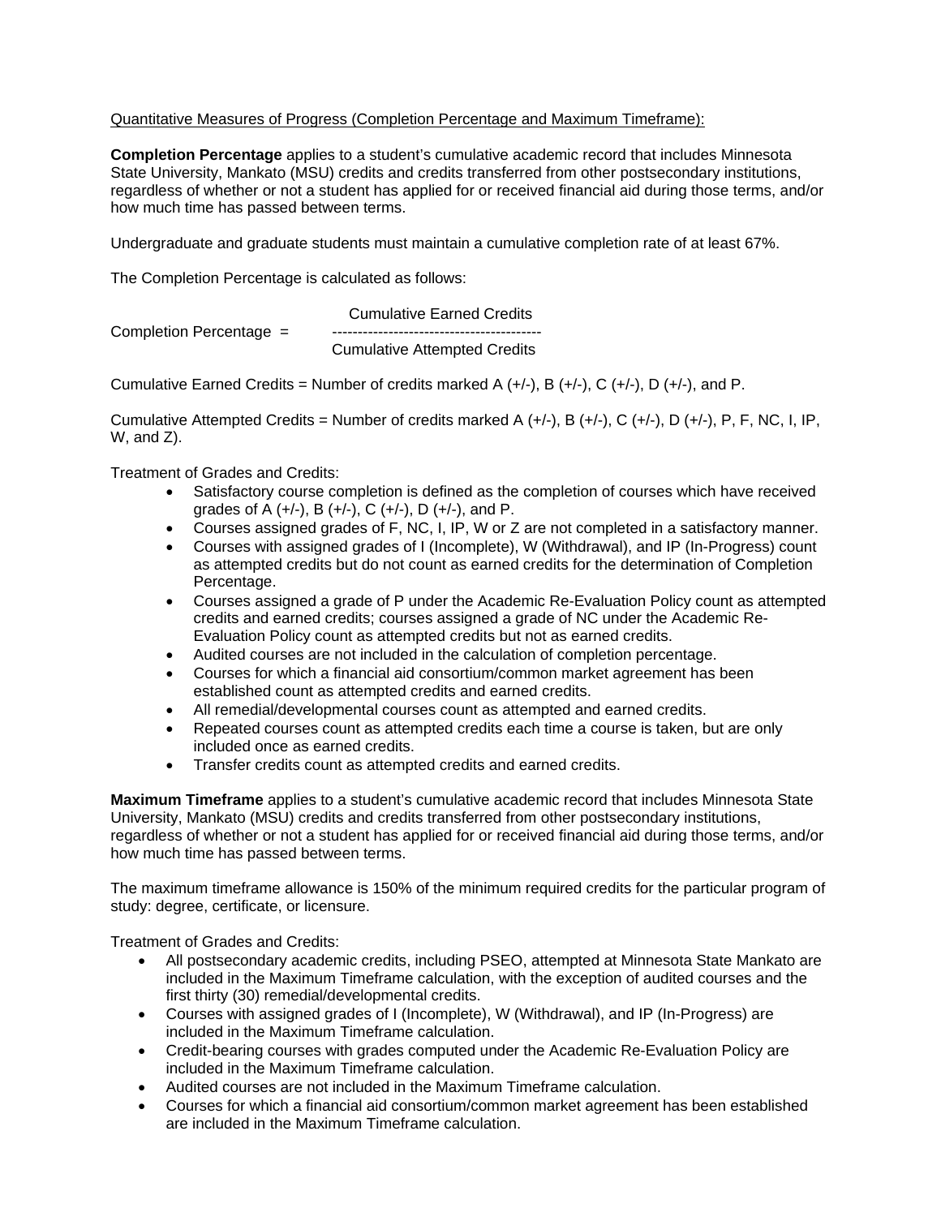Quantitative Measures of Progress (Completion Percentage and Maximum Timeframe):

**Completion Percentage** applies to a student's cumulative academic record that includes Minnesota State University, Mankato (MSU) credits and credits transferred from other postsecondary institutions, regardless of whether or not a student has applied for or received financial aid during those terms, and/or how much time has passed between terms.

Undergraduate and graduate students must maintain a cumulative completion rate of at least 67%.

The Completion Percentage is calculated as follows:

$$\text{Completion Percentage} = \frac{\text{Cumulative Earned Credits}}{\text{Cumulative Attempted Credits}}$$

Cumulative Earned Credits = Number of credits marked A (+/-), B (+/-), C (+/-), D (+/-), and P.

Cumulative Attempted Credits = Number of credits marked A (+/-), B (+/-), C (+/-), D (+/-), P, F, NC, I, IP, W, and Z).

Treatment of Grades and Credits:

- Satisfactory course completion is defined as the completion of courses which have received grades of A (+/-), B (+/-), C (+/-), D (+/-), and P.
- Courses assigned grades of F, NC, I, IP, W or Z are not completed in a satisfactory manner.
- Courses with assigned grades of I (Incomplete), W (Withdrawal), and IP (In-Progress) count as attempted credits but do not count as earned credits for the determination of Completion Percentage.
- Courses assigned a grade of P under the Academic Re-Evaluation Policy count as attempted credits and earned credits; courses assigned a grade of NC under the Academic Re-Evaluation Policy count as attempted credits but not as earned credits.
- Audited courses are not included in the calculation of completion percentage.
- Courses for which a financial aid consortium/common market agreement has been established count as attempted credits and earned credits.
- All remedial/developmental courses count as attempted and earned credits.
- Repeated courses count as attempted credits each time a course is taken, but are only included once as earned credits.
- Transfer credits count as attempted credits and earned credits.

**Maximum Timeframe** applies to a student's cumulative academic record that includes Minnesota State University, Mankato (MSU) credits and credits transferred from other postsecondary institutions, regardless of whether or not a student has applied for or received financial aid during those terms, and/or how much time has passed between terms.

The maximum timeframe allowance is 150% of the minimum required credits for the particular program of study: degree, certificate, or licensure.

Treatment of Grades and Credits:

- All postsecondary academic credits, including PSEO, attempted at Minnesota State Mankato are included in the Maximum Timeframe calculation, with the exception of audited courses and the first thirty (30) remedial/developmental credits.
- Courses with assigned grades of I (Incomplete), W (Withdrawal), and IP (In-Progress) are included in the Maximum Timeframe calculation.
- Credit-bearing courses with grades computed under the Academic Re-Evaluation Policy are included in the Maximum Timeframe calculation.
- Audited courses are not included in the Maximum Timeframe calculation.
- Courses for which a financial aid consortium/common market agreement has been established are included in the Maximum Timeframe calculation.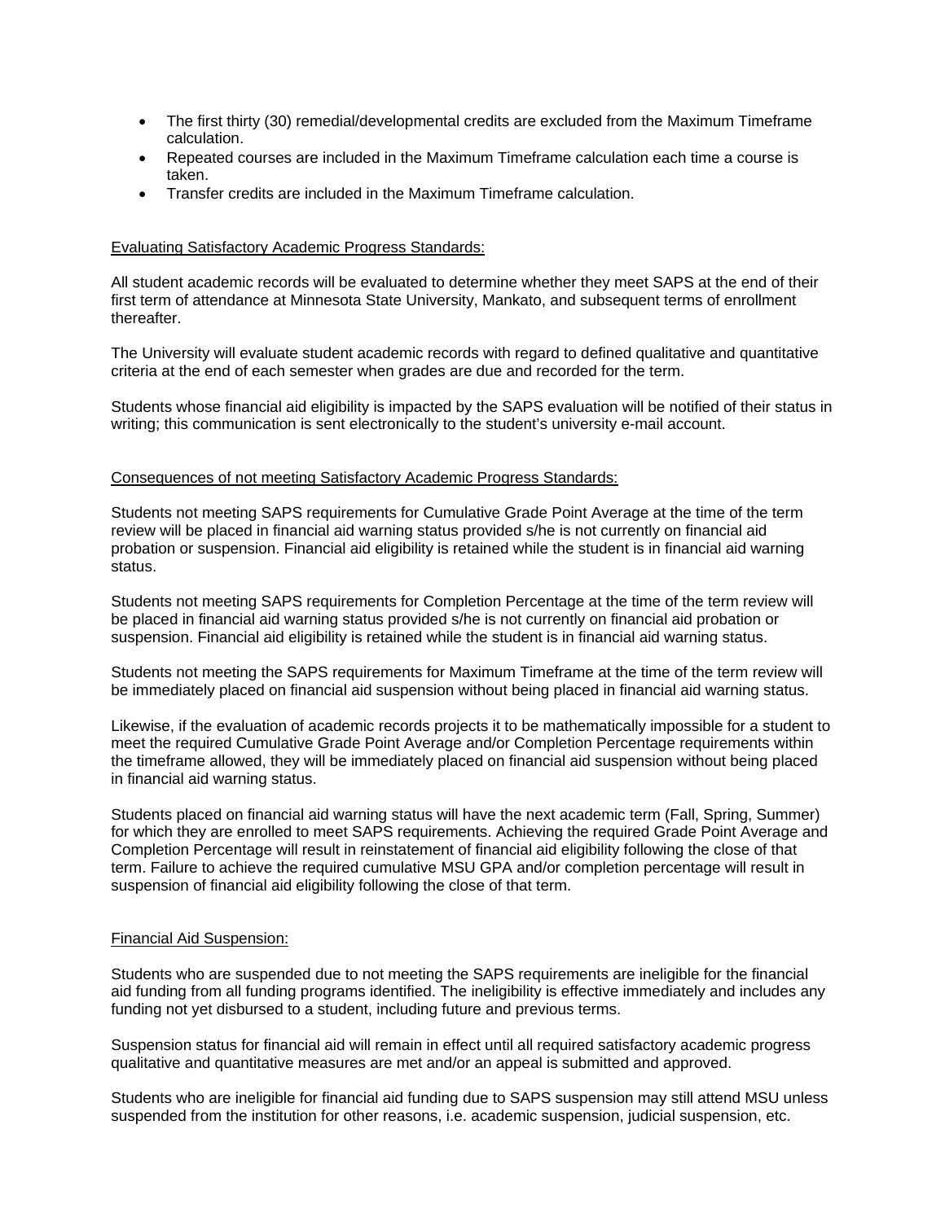- The first thirty (30) remedial/developmental credits are excluded from the Maximum Timeframe calculation.
- Repeated courses are included in the Maximum Timeframe calculation each time a course is taken.
- Transfer credits are included in the Maximum Timeframe calculation.

<u>Evaluating Satisfactory Academic Progress Standards:</u>

All student academic records will be evaluated to determine whether they meet SAPS at the end of their first term of attendance at Minnesota State University, Mankato, and subsequent terms of enrollment thereafter.

The University will evaluate student academic records with regard to defined qualitative and quantitative criteria at the end of each semester when grades are due and recorded for the term.

Students whose financial aid eligibility is impacted by the SAPS evaluation will be notified of their status in writing; this communication is sent electronically to the student's university e-mail account.

<u>Consequences of not meeting Satisfactory Academic Progress Standards:</u>

Students not meeting SAPS requirements for Cumulative Grade Point Average at the time of the term review will be placed in financial aid warning status provided s/he is not currently on financial aid probation or suspension. Financial aid eligibility is retained while the student is in financial aid warning status.

Students not meeting SAPS requirements for Completion Percentage at the time of the term review will be placed in financial aid warning status provided s/he is not currently on financial aid probation or suspension. Financial aid eligibility is retained while the student is in financial aid warning status.

Students not meeting the SAPS requirements for Maximum Timeframe at the time of the term review will be immediately placed on financial aid suspension without being placed in financial aid warning status.

Likewise, if the evaluation of academic records projects it to be mathematically impossible for a student to meet the required Cumulative Grade Point Average and/or Completion Percentage requirements within the timeframe allowed, they will be immediately placed on financial aid suspension without being placed in financial aid warning status.

Students placed on financial aid warning status will have the next academic term (Fall, Spring, Summer) for which they are enrolled to meet SAPS requirements. Achieving the required Grade Point Average and Completion Percentage will result in reinstatement of financial aid eligibility following the close of that term. Failure to achieve the required cumulative MSU GPA and/or completion percentage will result in suspension of financial aid eligibility following the close of that term.

<u>Financial Aid Suspension:</u>

Students who are suspended due to not meeting the SAPS requirements are ineligible for the financial aid funding from all funding programs identified. The ineligibility is effective immediately and includes any funding not yet disbursed to a student, including future and previous terms.

Suspension status for financial aid will remain in effect until all required satisfactory academic progress qualitative and quantitative measures are met and/or an appeal is submitted and approved.

Students who are ineligible for financial aid funding due to SAPS suspension may still attend MSU unless suspended from the institution for other reasons, i.e. academic suspension, judicial suspension, etc.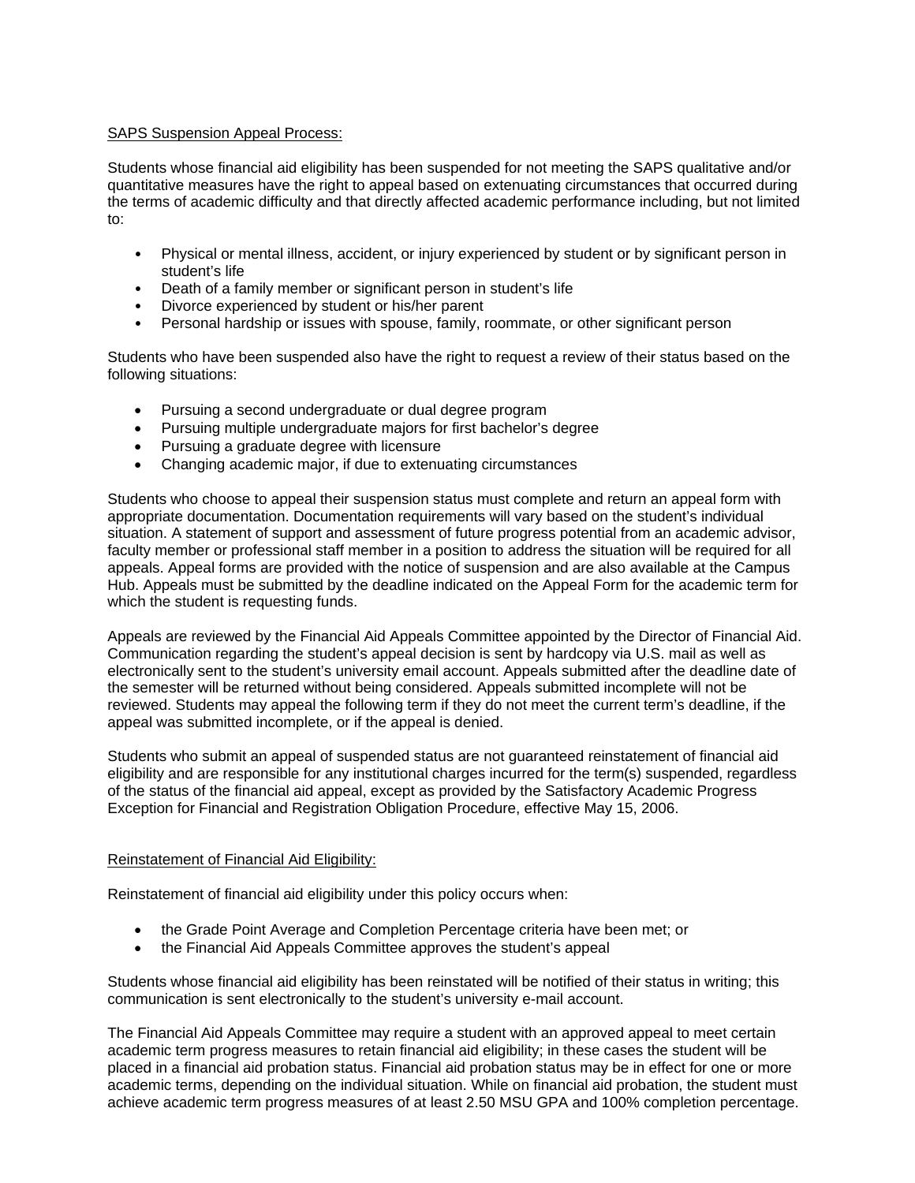<u>SAPS Suspension Appeal Process:</u>

Students whose financial aid eligibility has been suspended for not meeting the SAPS qualitative and/or quantitative measures have the right to appeal based on extenuating circumstances that occurred during the terms of academic difficulty and that directly affected academic performance including, but not limited to:

- Physical or mental illness, accident, or injury experienced by student or by significant person in student's life
- Death of a family member or significant person in student's life
- Divorce experienced by student or his/her parent
- Personal hardship or issues with spouse, family, roommate, or other significant person

Students who have been suspended also have the right to request a review of their status based on the following situations:

- Pursuing a second undergraduate or dual degree program
- Pursuing multiple undergraduate majors for first bachelor's degree
- Pursuing a graduate degree with licensure
- Changing academic major, if due to extenuating circumstances

Students who choose to appeal their suspension status must complete and return an appeal form with appropriate documentation. Documentation requirements will vary based on the student's individual situation. A statement of support and assessment of future progress potential from an academic advisor, faculty member or professional staff member in a position to address the situation will be required for all appeals. Appeal forms are provided with the notice of suspension and are also available at the Campus Hub. Appeals must be submitted by the deadline indicated on the Appeal Form for the academic term for which the student is requesting funds.

Appeals are reviewed by the Financial Aid Appeals Committee appointed by the Director of Financial Aid. Communication regarding the student's appeal decision is sent by hardcopy via U.S. mail as well as electronically sent to the student's university email account. Appeals submitted after the deadline date of the semester will be returned without being considered. Appeals submitted incomplete will not be reviewed. Students may appeal the following term if they do not meet the current term's deadline, if the appeal was submitted incomplete, or if the appeal is denied.

Students who submit an appeal of suspended status are not guaranteed reinstatement of financial aid eligibility and are responsible for any institutional charges incurred for the term(s) suspended, regardless of the status of the financial aid appeal, except as provided by the Satisfactory Academic Progress Exception for Financial and Registration Obligation Procedure, effective May 15, 2006.

<u>Reinstatement of Financial Aid Eligibility:</u>

Reinstatement of financial aid eligibility under this policy occurs when:

- the Grade Point Average and Completion Percentage criteria have been met; or
- the Financial Aid Appeals Committee approves the student's appeal

Students whose financial aid eligibility has been reinstated will be notified of their status in writing; this communication is sent electronically to the student's university e-mail account.

The Financial Aid Appeals Committee may require a student with an approved appeal to meet certain academic term progress measures to retain financial aid eligibility; in these cases the student will be placed in a financial aid probation status. Financial aid probation status may be in effect for one or more academic terms, depending on the individual situation. While on financial aid probation, the student must achieve academic term progress measures of at least 2.50 MSU GPA and 100% completion percentage.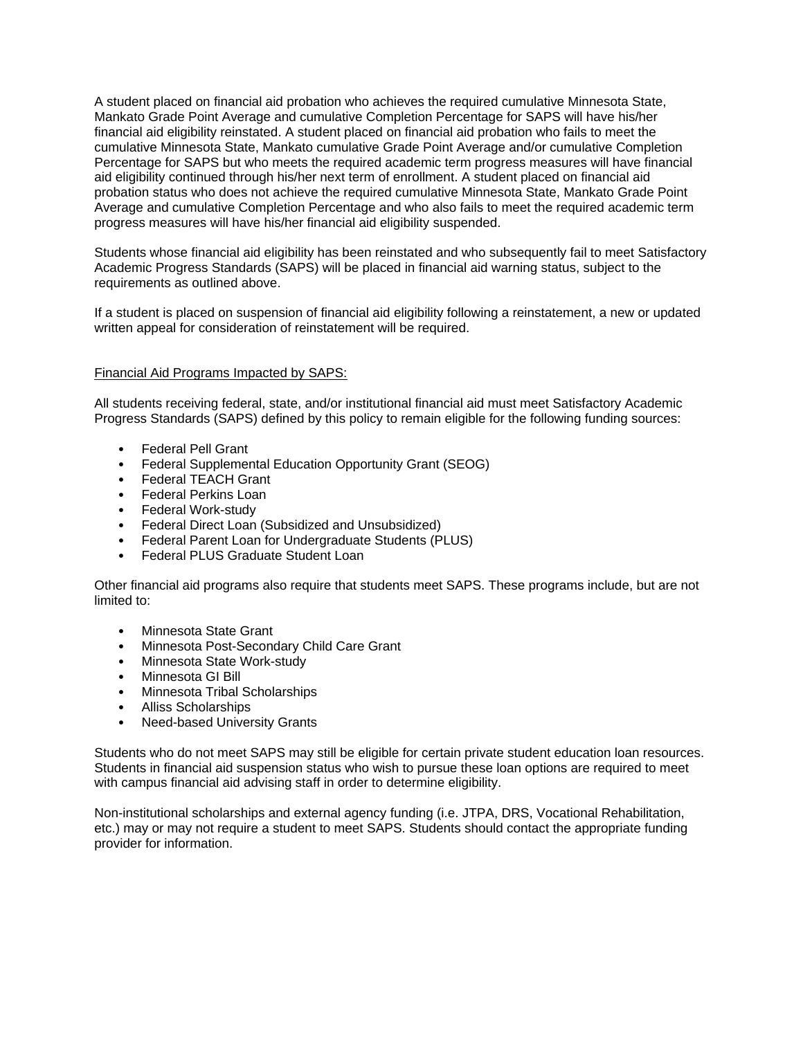A student placed on financial aid probation who achieves the required cumulative Minnesota State, Mankato Grade Point Average and cumulative Completion Percentage for SAPS will have his/her financial aid eligibility reinstated. A student placed on financial aid probation who fails to meet the cumulative Minnesota State, Mankato cumulative Grade Point Average and/or cumulative Completion Percentage for SAPS but who meets the required academic term progress measures will have financial aid eligibility continued through his/her next term of enrollment. A student placed on financial aid probation status who does not achieve the required cumulative Minnesota State, Mankato Grade Point Average and cumulative Completion Percentage and who also fails to meet the required academic term progress measures will have his/her financial aid eligibility suspended.

Students whose financial aid eligibility has been reinstated and who subsequently fail to meet Satisfactory Academic Progress Standards (SAPS) will be placed in financial aid warning status, subject to the requirements as outlined above.

If a student is placed on suspension of financial aid eligibility following a reinstatement, a new or updated written appeal for consideration of reinstatement will be required.

<u>Financial Aid Programs Impacted by SAPS:</u>

All students receiving federal, state, and/or institutional financial aid must meet Satisfactory Academic Progress Standards (SAPS) defined by this policy to remain eligible for the following funding sources:

- Federal Pell Grant
- Federal Supplemental Education Opportunity Grant (SEOG)
- Federal TEACH Grant
- Federal Perkins Loan
- Federal Work-study
- Federal Direct Loan (Subsidized and Unsubsidized)
- Federal Parent Loan for Undergraduate Students (PLUS)
- Federal PLUS Graduate Student Loan

Other financial aid programs also require that students meet SAPS. These programs include, but are not limited to:

- Minnesota State Grant
- Minnesota Post-Secondary Child Care Grant
- Minnesota State Work-study
- Minnesota GI Bill
- Minnesota Tribal Scholarships
- Alliss Scholarships
- Need-based University Grants

Students who do not meet SAPS may still be eligible for certain private student education loan resources. Students in financial aid suspension status who wish to pursue these loan options are required to meet with campus financial aid advising staff in order to determine eligibility.

Non-institutional scholarships and external agency funding (i.e. JTPA, DRS, Vocational Rehabilitation, etc.) may or may not require a student to meet SAPS. Students should contact the appropriate funding provider for information.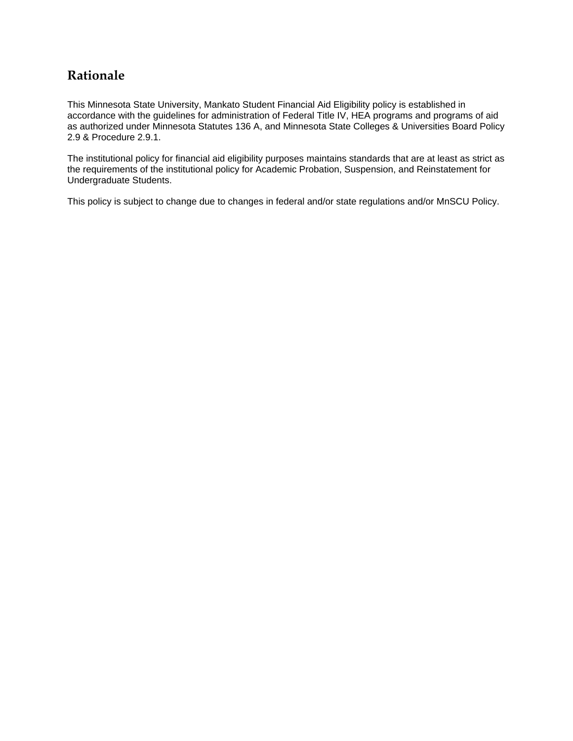## Rationale

This Minnesota State University, Mankato Student Financial Aid Eligibility policy is established in accordance with the guidelines for administration of Federal Title IV, HEA programs and programs of aid as authorized under Minnesota Statutes 136 A, and Minnesota State Colleges & Universities Board Policy 2.9 & Procedure 2.9.1.

The institutional policy for financial aid eligibility purposes maintains standards that are at least as strict as the requirements of the institutional policy for Academic Probation, Suspension, and Reinstatement for Undergraduate Students.

This policy is subject to change due to changes in federal and/or state regulations and/or MnSCU Policy.